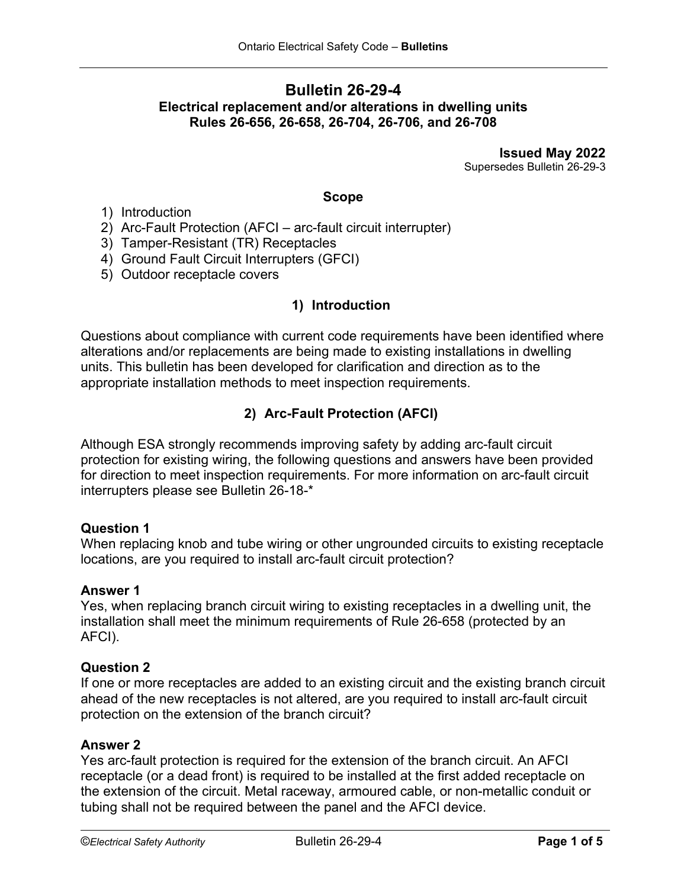# Bulletin 26-29-4

## Electrical replacement and/or alterations in dwelling units
## Rules 26-656, 26-658, 26-704, 26-706, and 26-708

**Issued May 2022**
Supersedes Bulletin 26-29-3

### Scope

1) Introduction
2) Arc-Fault Protection (AFCI – arc-fault circuit interrupter)
3) Tamper-Resistant (TR) Receptacles
4) Ground Fault Circuit Interrupters (GFCI)
5) Outdoor receptacle covers

### 1) Introduction

Questions about compliance with current code requirements have been identified where alterations and/or replacements are being made to existing installations in dwelling units. This bulletin has been developed for clarification and direction as to the appropriate installation methods to meet inspection requirements.

### 2) Arc-Fault Protection (AFCI)

Although ESA strongly recommends improving safety by adding arc-fault circuit protection for existing wiring, the following questions and answers have been provided for direction to meet inspection requirements. For more information on arc-fault circuit interrupters please see Bulletin 26-18-*

**Question 1**
When replacing knob and tube wiring or other ungrounded circuits to existing receptacle locations, are you required to install arc-fault circuit protection?

**Answer 1**
Yes, when replacing branch circuit wiring to existing receptacles in a dwelling unit, the installation shall meet the minimum requirements of Rule 26-658 (protected by an AFCI).

**Question 2**
If one or more receptacles are added to an existing circuit and the existing branch circuit ahead of the new receptacles is not altered, are you required to install arc-fault circuit protection on the extension of the branch circuit?

**Answer 2**
Yes arc-fault protection is required for the extension of the branch circuit. An AFCI receptacle (or a dead front) is required to be installed at the first added receptacle on the extension of the circuit. Metal raceway, armoured cable, or non-metallic conduit or tubing shall not be required between the panel and the AFCI device.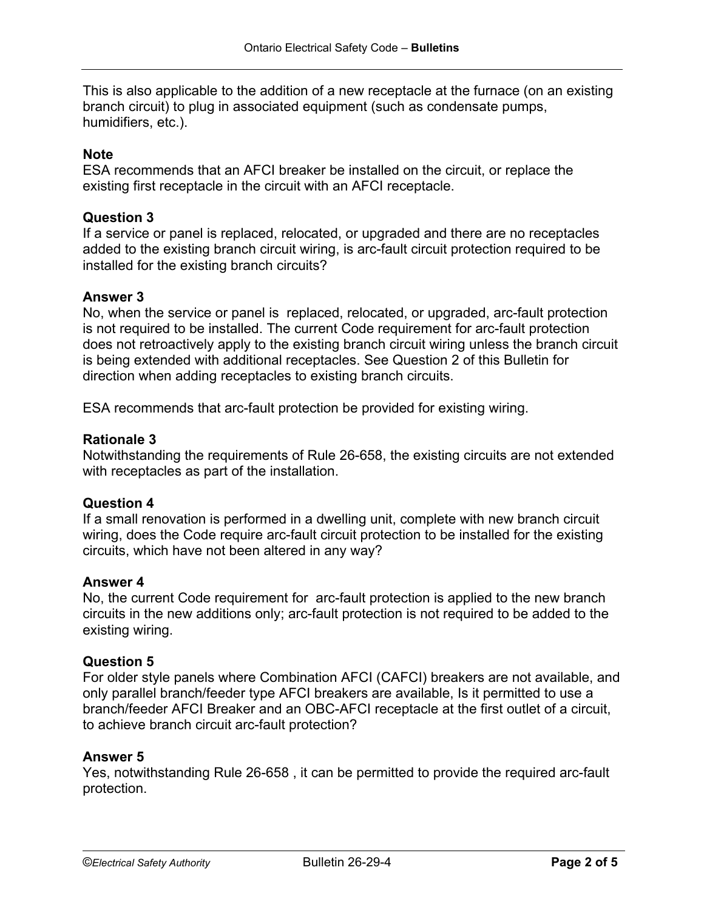This is also applicable to the addition of a new receptacle at the furnace (on an existing branch circuit) to plug in associated equipment (such as condensate pumps, humidifiers, etc.).

**Note**
ESA recommends that an AFCI breaker be installed on the circuit, or replace the existing first receptacle in the circuit with an AFCI receptacle.

**Question 3**
If a service or panel is replaced, relocated, or upgraded and there are no receptacles added to the existing branch circuit wiring, is arc-fault circuit protection required to be installed for the existing branch circuits?

**Answer 3**
No, when the service or panel is replaced, relocated, or upgraded, arc-fault protection is not required to be installed. The current Code requirement for arc-fault protection does not retroactively apply to the existing branch circuit wiring unless the branch circuit is being extended with additional receptacles. See Question 2 of this Bulletin for direction when adding receptacles to existing branch circuits.

ESA recommends that arc-fault protection be provided for existing wiring.

**Rationale 3**
Notwithstanding the requirements of Rule 26-658, the existing circuits are not extended with receptacles as part of the installation.

**Question 4**
If a small renovation is performed in a dwelling unit, complete with new branch circuit wiring, does the Code require arc-fault circuit protection to be installed for the existing circuits, which have not been altered in any way?

**Answer 4**
No, the current Code requirement for arc-fault protection is applied to the new branch circuits in the new additions only; arc-fault protection is not required to be added to the existing wiring.

**Question 5**
For older style panels where Combination AFCI (CAFCI) breakers are not available, and only parallel branch/feeder type AFCI breakers are available, Is it permitted to use a branch/feeder AFCI Breaker and an OBC-AFCI receptacle at the first outlet of a circuit, to achieve branch circuit arc-fault protection?

**Answer 5**
Yes, notwithstanding Rule 26-658 , it can be permitted to provide the required arc-fault protection.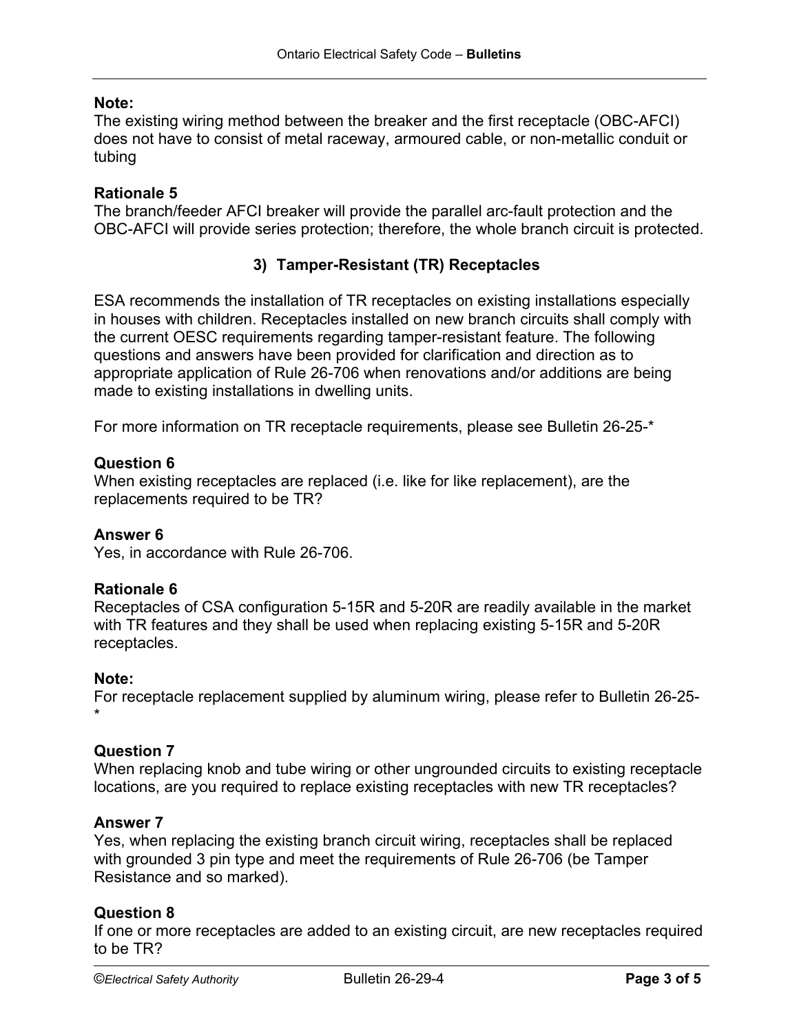**Note:**
The existing wiring method between the breaker and the first receptacle (OBC-AFCI) does not have to consist of metal raceway, armoured cable, or non-metallic conduit or tubing

**Rationale 5**
The branch/feeder AFCI breaker will provide the parallel arc-fault protection and the OBC-AFCI will provide series protection; therefore, the whole branch circuit is protected.

### 3) Tamper-Resistant (TR) Receptacles

ESA recommends the installation of TR receptacles on existing installations especially in houses with children. Receptacles installed on new branch circuits shall comply with the current OESC requirements regarding tamper-resistant feature. The following questions and answers have been provided for clarification and direction as to appropriate application of Rule 26-706 when renovations and/or additions are being made to existing installations in dwelling units.

For more information on TR receptacle requirements, please see Bulletin 26-25-*

**Question 6**
When existing receptacles are replaced (i.e. like for like replacement), are the replacements required to be TR?

**Answer 6**
Yes, in accordance with Rule 26-706.

**Rationale 6**
Receptacles of CSA configuration 5-15R and 5-20R are readily available in the market with TR features and they shall be used when replacing existing 5-15R and 5-20R receptacles.

**Note:**
For receptacle replacement supplied by aluminum wiring, please refer to Bulletin 26-25-*

**Question 7**
When replacing knob and tube wiring or other ungrounded circuits to existing receptacle locations, are you required to replace existing receptacles with new TR receptacles?

**Answer 7**
Yes, when replacing the existing branch circuit wiring, receptacles shall be replaced with grounded 3 pin type and meet the requirements of Rule 26-706 (be Tamper Resistance and so marked).

**Question 8**
If one or more receptacles are added to an existing circuit, are new receptacles required to be TR?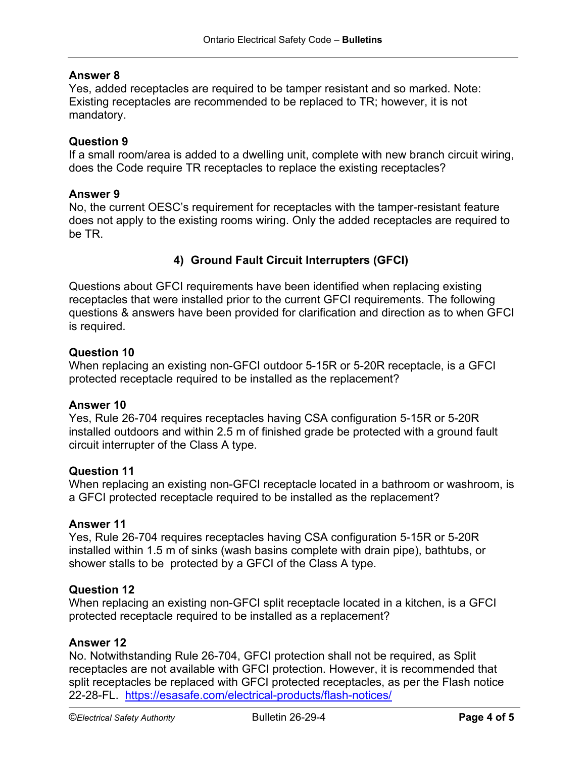**Answer 8**

Yes, added receptacles are required to be tamper resistant and so marked. Note: Existing receptacles are recommended to be replaced to TR; however, it is not mandatory.

**Question 9**

If a small room/area is added to a dwelling unit, complete with new branch circuit wiring, does the Code require TR receptacles to replace the existing receptacles?

**Answer 9**

No, the current OESC's requirement for receptacles with the tamper-resistant feature does not apply to the existing rooms wiring. Only the added receptacles are required to be TR.

## 4) Ground Fault Circuit Interrupters (GFCI)

Questions about GFCI requirements have been identified when replacing existing receptacles that were installed prior to the current GFCI requirements. The following questions & answers have been provided for clarification and direction as to when GFCI is required.

**Question 10**

When replacing an existing non-GFCI outdoor 5-15R or 5-20R receptacle, is a GFCI protected receptacle required to be installed as the replacement?

**Answer 10**

Yes, Rule 26-704 requires receptacles having CSA configuration 5-15R or 5-20R installed outdoors and within 2.5 m of finished grade be protected with a ground fault circuit interrupter of the Class A type.

**Question 11**

When replacing an existing non-GFCI receptacle located in a bathroom or washroom, is a GFCI protected receptacle required to be installed as the replacement?

**Answer 11**

Yes, Rule 26-704 requires receptacles having CSA configuration 5-15R or 5-20R installed within 1.5 m of sinks (wash basins complete with drain pipe), bathtubs, or shower stalls to be protected by a GFCI of the Class A type.

**Question 12**

When replacing an existing non-GFCI split receptacle located in a kitchen, is a GFCI protected receptacle required to be installed as a replacement?

**Answer 12**

No. Notwithstanding Rule 26-704, GFCI protection shall not be required, as Split receptacles are not available with GFCI protection. However, it is recommended that split receptacles be replaced with GFCI protected receptacles, as per the Flash notice 22-28-FL. https://esasafe.com/electrical-products/flash-notices/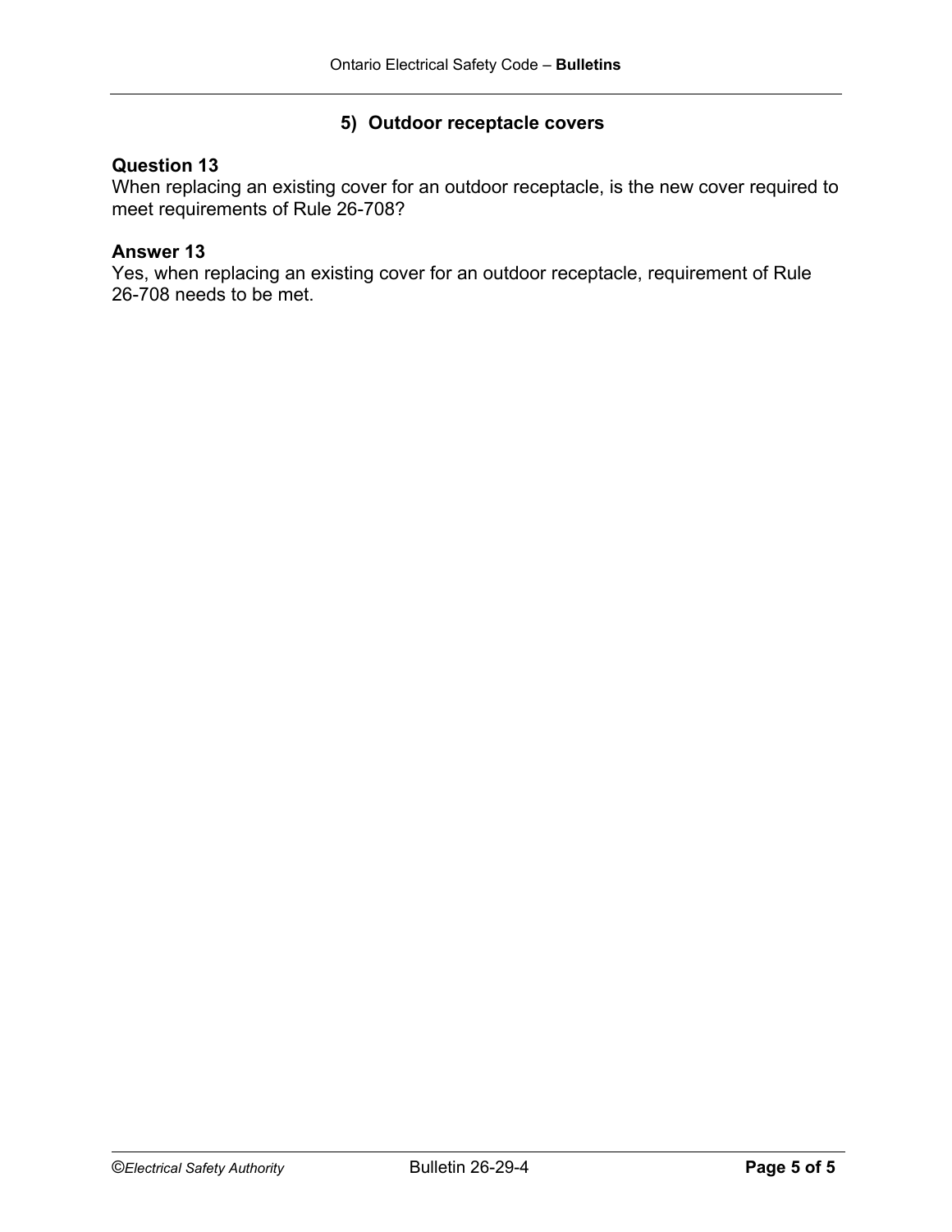## 5) Outdoor receptacle covers

**Question 13**
When replacing an existing cover for an outdoor receptacle, is the new cover required to meet requirements of Rule 26-708?

**Answer 13**
Yes, when replacing an existing cover for an outdoor receptacle, requirement of Rule 26-708 needs to be met.